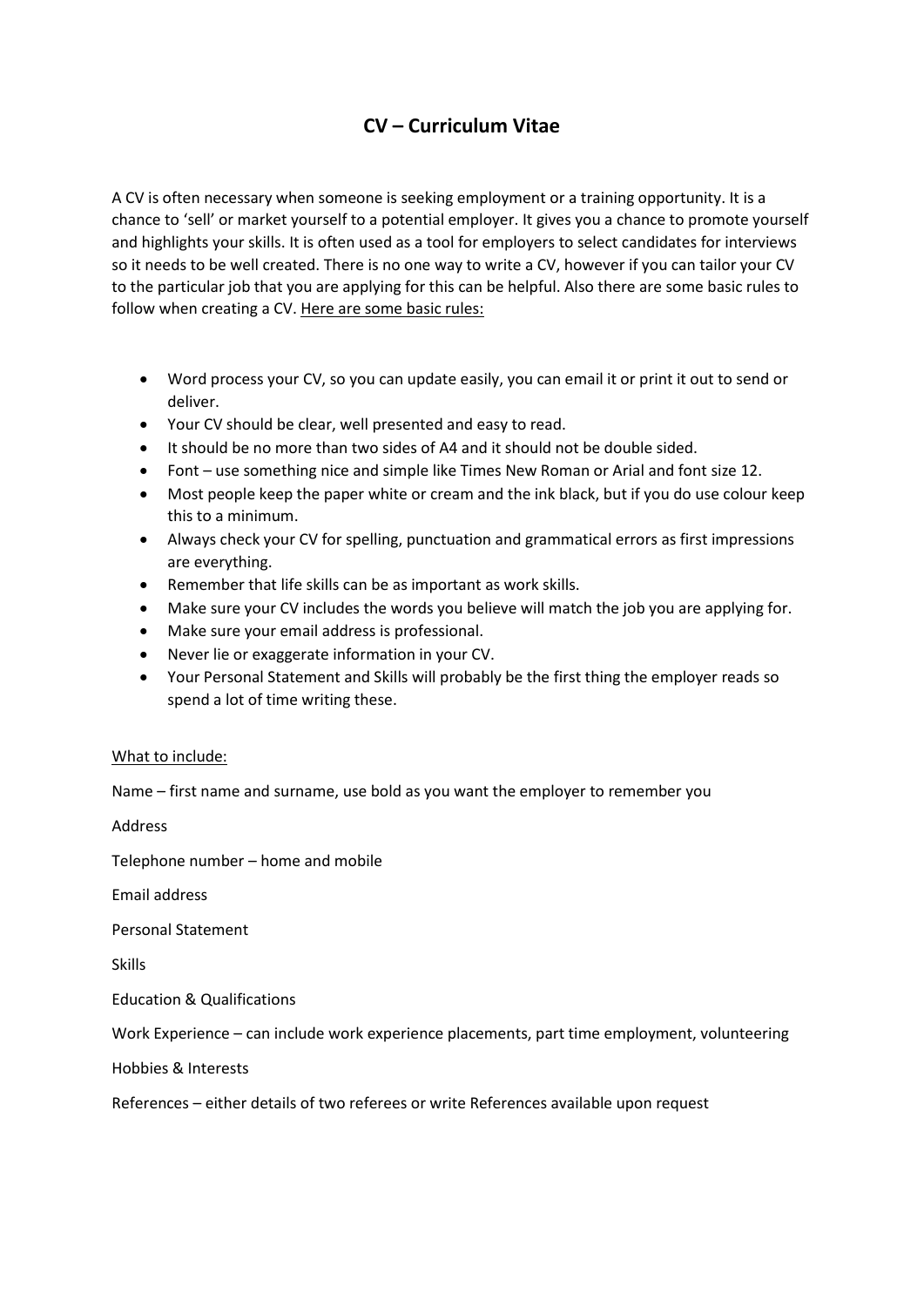# CV – Curriculum Vitae

A CV is often necessary when someone is seeking employment or a training opportunity. It is a chance to 'sell' or market yourself to a potential employer. It gives you a chance to promote yourself and highlights your skills. It is often used as a tool for employers to select candidates for interviews so it needs to be well created. There is no one way to write a CV, however if you can tailor your CV to the particular job that you are applying for this can be helpful. Also there are some basic rules to follow when creating a CV. <u>Here are some basic rules:</u>

- Word process your CV, so you can update easily, you can email it or print it out to send or deliver.
- Your CV should be clear, well presented and easy to read.
- It should be no more than two sides of A4 and it should not be double sided.
- Font – use something nice and simple like Times New Roman or Arial and font size 12.
- Most people keep the paper white or cream and the ink black, but if you do use colour keep this to a minimum.
- Always check your CV for spelling, punctuation and grammatical errors as first impressions are everything.
- Remember that life skills can be as important as work skills.
- Make sure your CV includes the words you believe will match the job you are applying for.
- Make sure your email address is professional.
- Never lie or exaggerate information in your CV.
- Your Personal Statement and Skills will probably be the first thing the employer reads so spend a lot of time writing these.

<u>What to include:</u>

Name – first name and surname, use bold as you want the employer to remember you

Address

Telephone number – home and mobile

Email address

Personal Statement

Skills

Education & Qualifications

Work Experience – can include work experience placements, part time employment, volunteering

Hobbies & Interests

References – either details of two referees or write References available upon request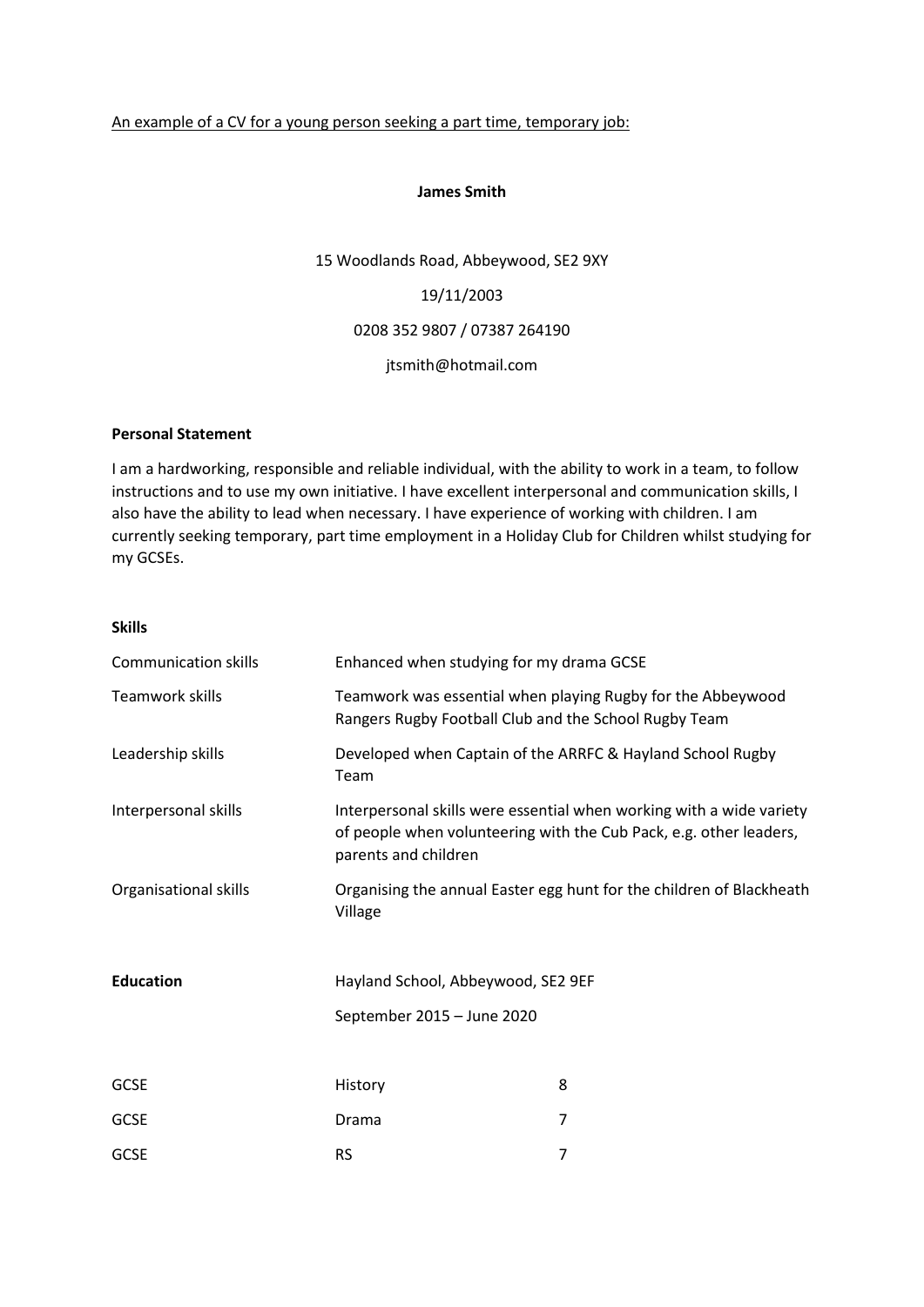An example of a CV for a young person seeking a part time, temporary job:

**James Smith**

15 Woodlands Road, Abbeywood, SE2 9XY

19/11/2003

0208 352 9807 / 07387 264190

jtsmith@hotmail.com

**Personal Statement**

I am a hardworking, responsible and reliable individual, with the ability to work in a team, to follow instructions and to use my own initiative. I have excellent interpersonal and communication skills, I also have the ability to lead when necessary. I have experience of working with children. I am currently seeking temporary, part time employment in a Holiday Club for Children whilst studying for my GCSEs.

**Skills**

| | |
|---|---|
| Communication skills | Enhanced when studying for my drama GCSE |
| Teamwork skills | Teamwork was essential when playing Rugby for the Abbeywood Rangers Rugby Football Club and the School Rugby Team |
| Leadership skills | Developed when Captain of the ARRFC & Hayland School Rugby Team |
| Interpersonal skills | Interpersonal skills were essential when working with a wide variety of people when volunteering with the Cub Pack, e.g. other leaders, parents and children |
| Organisational skills | Organising the annual Easter egg hunt for the children of Blackheath Village |

**Education** Hayland School, Abbeywood, SE2 9EF

September 2015 – June 2020

| | | |
|---|---|---|
| GCSE | History | 8 |
| GCSE | Drama | 7 |
| GCSE | RS | 7 |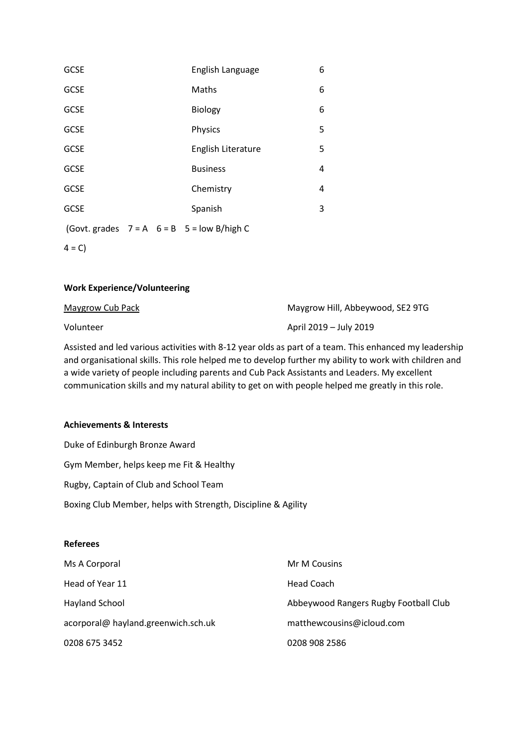| | | |
|---|---|---|
| GCSE | English Language | 6 |
| GCSE | Maths | 6 |
| GCSE | Biology | 6 |
| GCSE | Physics | 5 |
| GCSE | English Literature | 5 |
| GCSE | Business | 4 |
| GCSE | Chemistry | 4 |
| GCSE | Spanish | 3 |

(Govt. grades 7 = A 6 = B 5 = low B/high C
4 = C)

**Work Experience/Volunteering**

Maygrow Cub Pack — Maygrow Hill, Abbeywood, SE2 9TG

Volunteer — April 2019 – July 2019

Assisted and led various activities with 8-12 year olds as part of a team. This enhanced my leadership and organisational skills. This role helped me to develop further my ability to work with children and a wide variety of people including parents and Cub Pack Assistants and Leaders. My excellent communication skills and my natural ability to get on with people helped me greatly in this role.

**Achievements & Interests**

Duke of Edinburgh Bronze Award

Gym Member, helps keep me Fit & Healthy

Rugby, Captain of Club and School Team

Boxing Club Member, helps with Strength, Discipline & Agility

**Referees**

| | |
|---|---|
| Ms A Corporal | Mr M Cousins |
| Head of Year 11 | Head Coach |
| Hayland School | Abbeywood Rangers Rugby Football Club |
| acorporal@ hayland.greenwich.sch.uk | matthewcousins@icloud.com |
| 0208 675 3452 | 0208 908 2586 |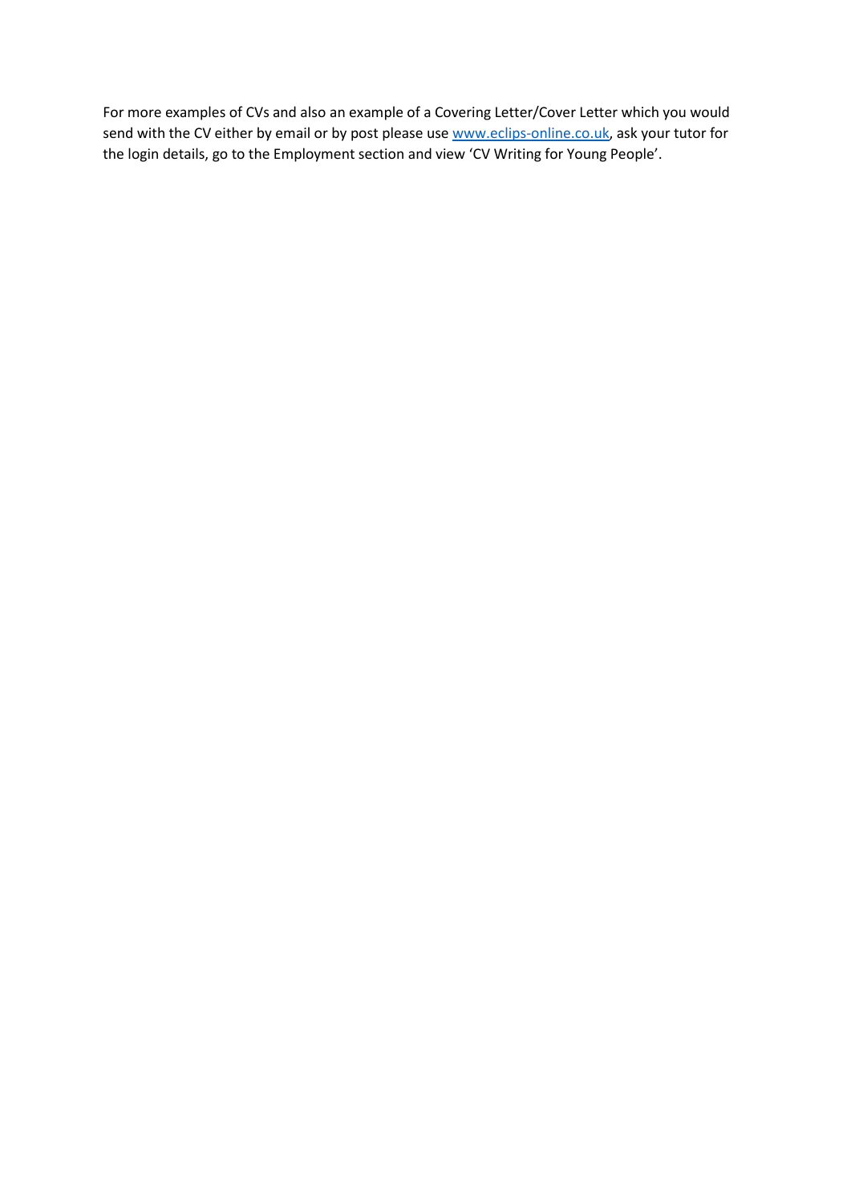For more examples of CVs and also an example of a Covering Letter/Cover Letter which you would send with the CV either by email or by post please use [www.eclips-online.co.uk](http://www.eclips-online.co.uk), ask your tutor for the login details, go to the Employment section and view 'CV Writing for Young People'.